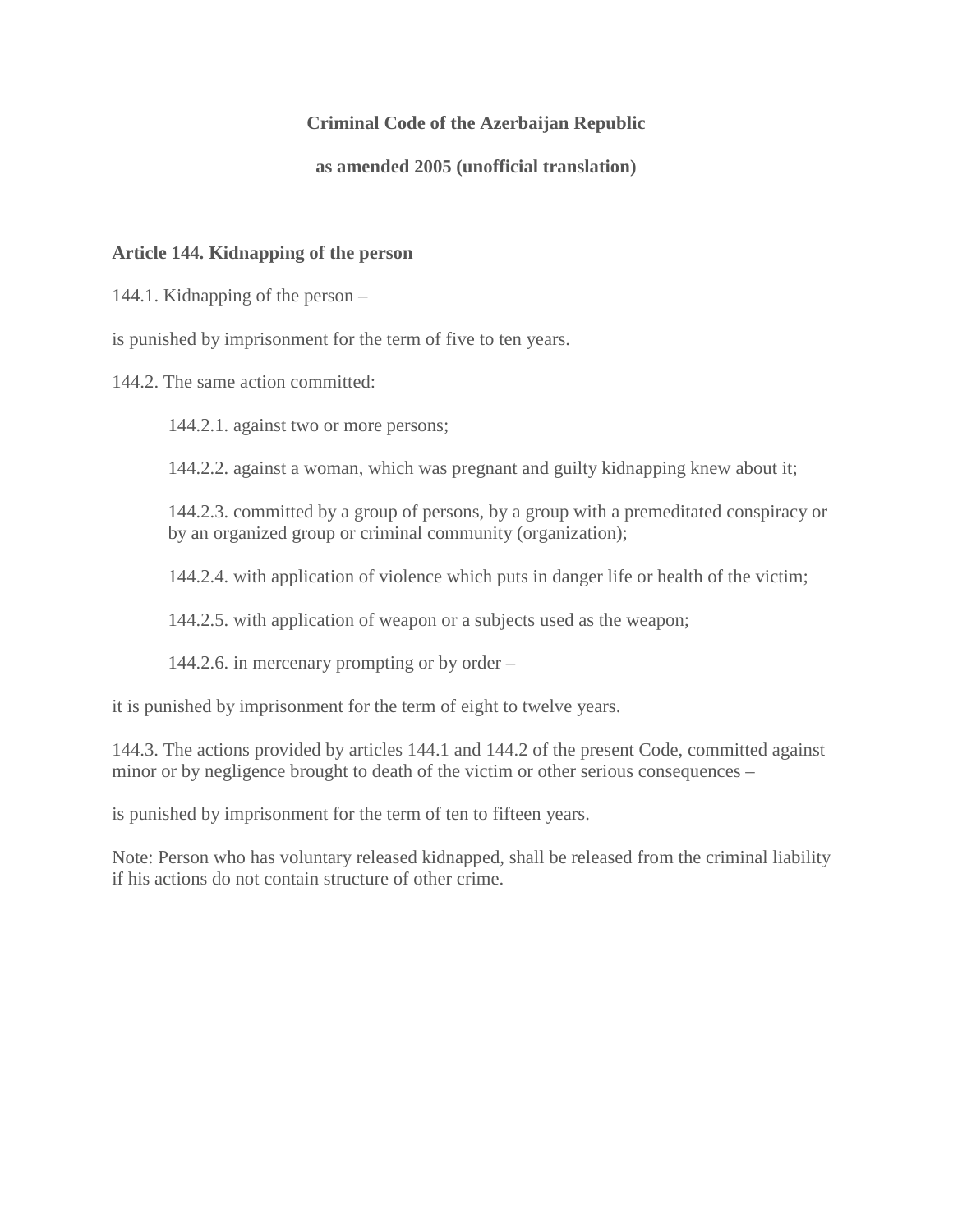**Criminal Code of the Azerbaijan Republic**

**as amended 2005 (unofficial translation)**

**Article 144. Kidnapping of the person**

144.1. Kidnapping of the person –

is punished by imprisonment for the term of five to ten years.

144.2. The same action committed:

> 144.2.1. against two or more persons;
>
> 144.2.2. against a woman, which was pregnant and guilty kidnapping knew about it;
>
> 144.2.3. committed by a group of persons, by a group with a premeditated conspiracy or by an organized group or criminal community (organization);
>
> 144.2.4. with application of violence which puts in danger life or health of the victim;
>
> 144.2.5. with application of weapon or a subjects used as the weapon;
>
> 144.2.6. in mercenary prompting or by order –

it is punished by imprisonment for the term of eight to twelve years.

144.3. The actions provided by articles 144.1 and 144.2 of the present Code, committed against minor or by negligence brought to death of the victim or other serious consequences –

is punished by imprisonment for the term of ten to fifteen years.

Note: Person who has voluntary released kidnapped, shall be released from the criminal liability if his actions do not contain structure of other crime.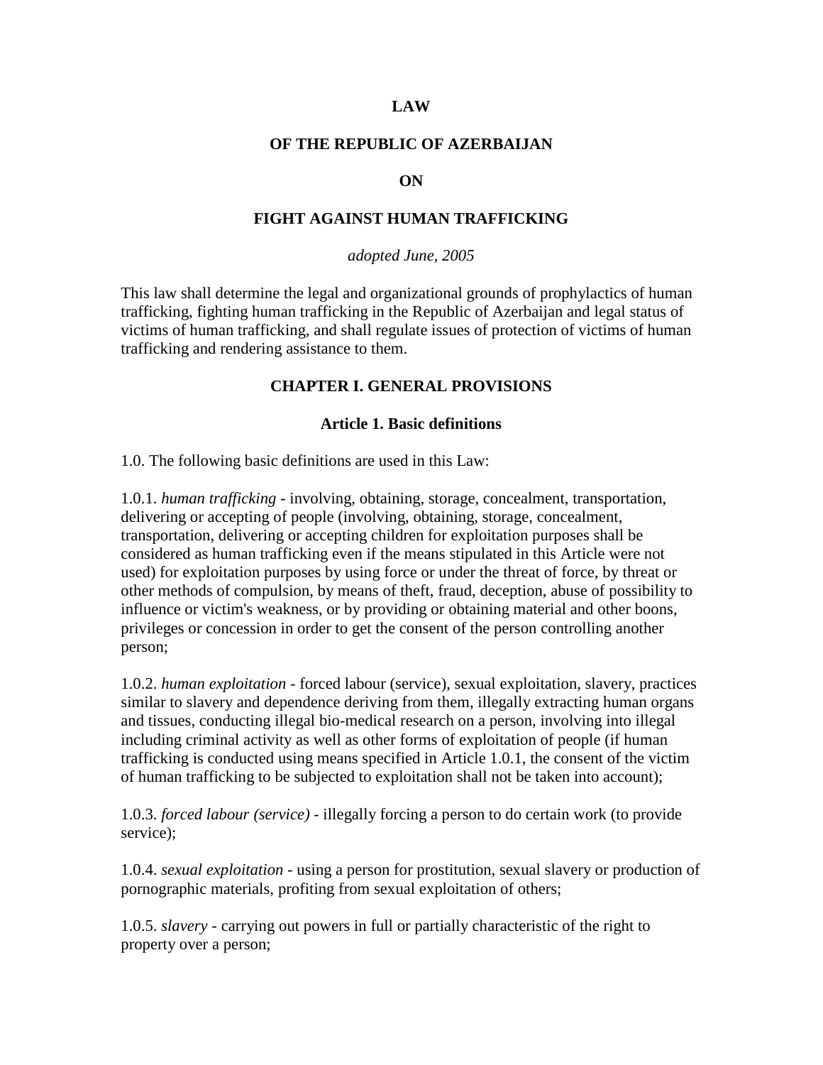# LAW

# OF THE REPUBLIC OF AZERBAIJAN

# ON

# FIGHT AGAINST HUMAN TRAFFICKING

*adopted June, 2005*

This law shall determine the legal and organizational grounds of prophylactics of human trafficking, fighting human trafficking in the Republic of Azerbaijan and legal status of victims of human trafficking, and shall regulate issues of protection of victims of human trafficking and rendering assistance to them.

## CHAPTER I. GENERAL PROVISIONS

### Article 1. Basic definitions

1.0. The following basic definitions are used in this Law:

1.0.1. *human trafficking* - involving, obtaining, storage, concealment, transportation, delivering or accepting of people (involving, obtaining, storage, concealment, transportation, delivering or accepting children for exploitation purposes shall be considered as human trafficking even if the means stipulated in this Article were not used) for exploitation purposes by using force or under the threat of force, by threat or other methods of compulsion, by means of theft, fraud, deception, abuse of possibility to influence or victim's weakness, or by providing or obtaining material and other boons, privileges or concession in order to get the consent of the person controlling another person;

1.0.2. *human exploitation* - forced labour (service), sexual exploitation, slavery, practices similar to slavery and dependence deriving from them, illegally extracting human organs and tissues, conducting illegal bio-medical research on a person, involving into illegal including criminal activity as well as other forms of exploitation of people (if human trafficking is conducted using means specified in Article 1.0.1, the consent of the victim of human trafficking to be subjected to exploitation shall not be taken into account);

1.0.3. *forced labour (service)* - illegally forcing a person to do certain work (to provide service);

1.0.4. *sexual exploitation* - using a person for prostitution, sexual slavery or production of pornographic materials, profiting from sexual exploitation of others;

1.0.5. *slavery* - carrying out powers in full or partially characteristic of the right to property over a person;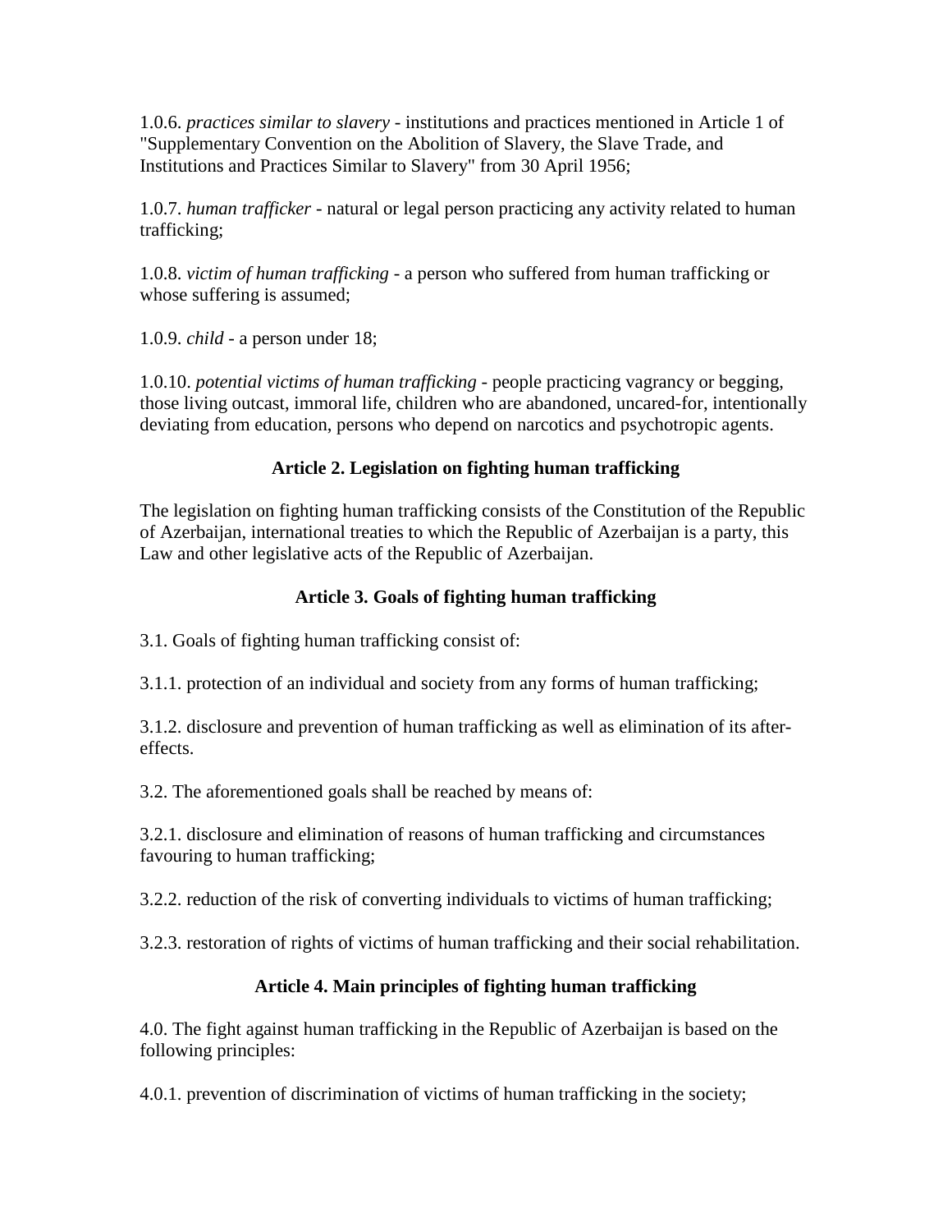1.0.6. *practices similar to slavery* - institutions and practices mentioned in Article 1 of "Supplementary Convention on the Abolition of Slavery, the Slave Trade, and Institutions and Practices Similar to Slavery" from 30 April 1956;

1.0.7. *human trafficker* - natural or legal person practicing any activity related to human trafficking;

1.0.8. *victim of human trafficking* - a person who suffered from human trafficking or whose suffering is assumed;

1.0.9. *child* - a person under 18;

1.0.10. *potential victims of human trafficking* - people practicing vagrancy or begging, those living outcast, immoral life, children who are abandoned, uncared-for, intentionally deviating from education, persons who depend on narcotics and psychotropic agents.

### Article 2. Legislation on fighting human trafficking

The legislation on fighting human trafficking consists of the Constitution of the Republic of Azerbaijan, international treaties to which the Republic of Azerbaijan is a party, this Law and other legislative acts of the Republic of Azerbaijan.

### Article 3. Goals of fighting human trafficking

3.1. Goals of fighting human trafficking consist of:

3.1.1. protection of an individual and society from any forms of human trafficking;

3.1.2. disclosure and prevention of human trafficking as well as elimination of its after-effects.

3.2. The aforementioned goals shall be reached by means of:

3.2.1. disclosure and elimination of reasons of human trafficking and circumstances favouring to human trafficking;

3.2.2. reduction of the risk of converting individuals to victims of human trafficking;

3.2.3. restoration of rights of victims of human trafficking and their social rehabilitation.

### Article 4. Main principles of fighting human trafficking

4.0. The fight against human trafficking in the Republic of Azerbaijan is based on the following principles:

4.0.1. prevention of discrimination of victims of human trafficking in the society;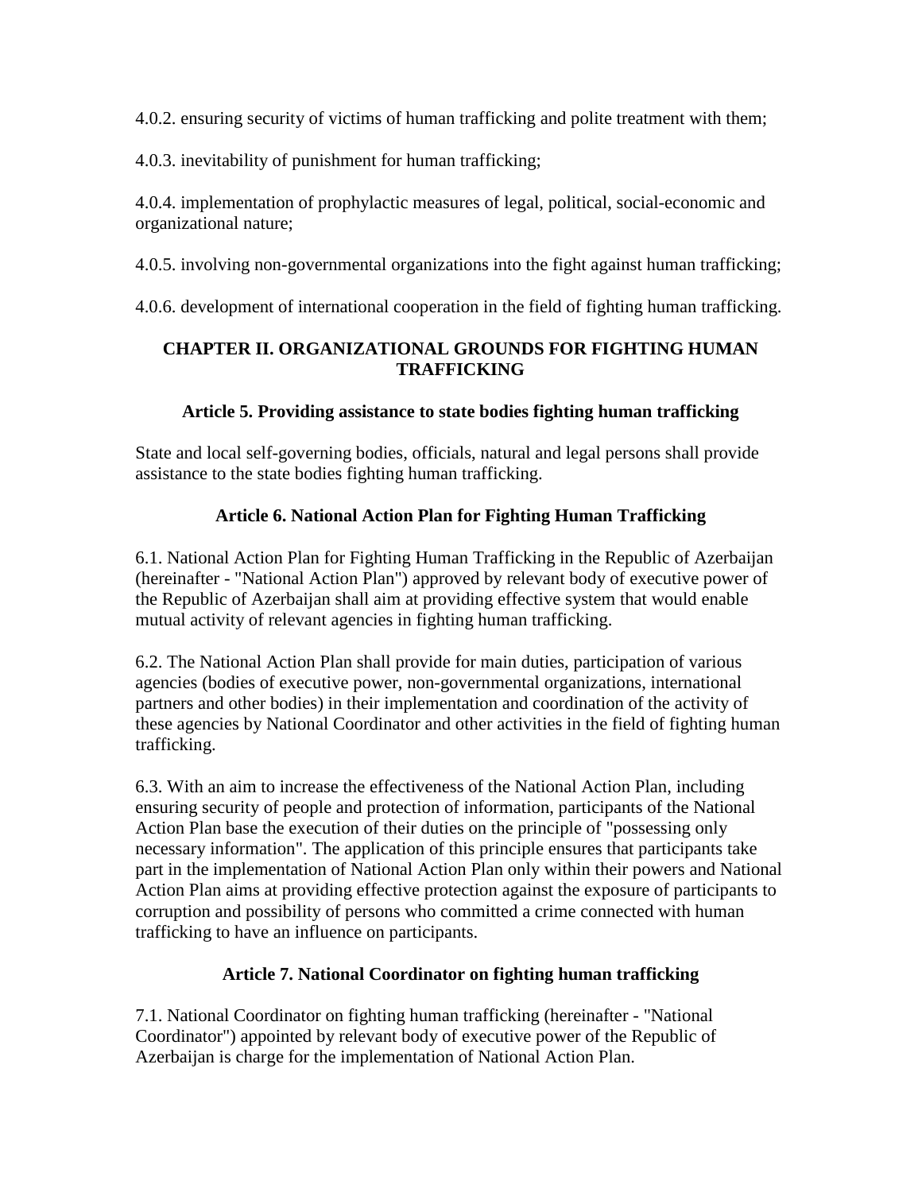4.0.2. ensuring security of victims of human trafficking and polite treatment with them;

4.0.3. inevitability of punishment for human trafficking;

4.0.4. implementation of prophylactic measures of legal, political, social-economic and organizational nature;

4.0.5. involving non-governmental organizations into the fight against human trafficking;

4.0.6. development of international cooperation in the field of fighting human trafficking.

## CHAPTER II. ORGANIZATIONAL GROUNDS FOR FIGHTING HUMAN TRAFFICKING

### Article 5. Providing assistance to state bodies fighting human trafficking

State and local self-governing bodies, officials, natural and legal persons shall provide assistance to the state bodies fighting human trafficking.

### Article 6. National Action Plan for Fighting Human Trafficking

6.1. National Action Plan for Fighting Human Trafficking in the Republic of Azerbaijan (hereinafter - "National Action Plan") approved by relevant body of executive power of the Republic of Azerbaijan shall aim at providing effective system that would enable mutual activity of relevant agencies in fighting human trafficking.

6.2. The National Action Plan shall provide for main duties, participation of various agencies (bodies of executive power, non-governmental organizations, international partners and other bodies) in their implementation and coordination of the activity of these agencies by National Coordinator and other activities in the field of fighting human trafficking.

6.3. With an aim to increase the effectiveness of the National Action Plan, including ensuring security of people and protection of information, participants of the National Action Plan base the execution of their duties on the principle of "possessing only necessary information". The application of this principle ensures that participants take part in the implementation of National Action Plan only within their powers and National Action Plan aims at providing effective protection against the exposure of participants to corruption and possibility of persons who committed a crime connected with human trafficking to have an influence on participants.

### Article 7. National Coordinator on fighting human trafficking

7.1. National Coordinator on fighting human trafficking (hereinafter - "National Coordinator") appointed by relevant body of executive power of the Republic of Azerbaijan is charge for the implementation of National Action Plan.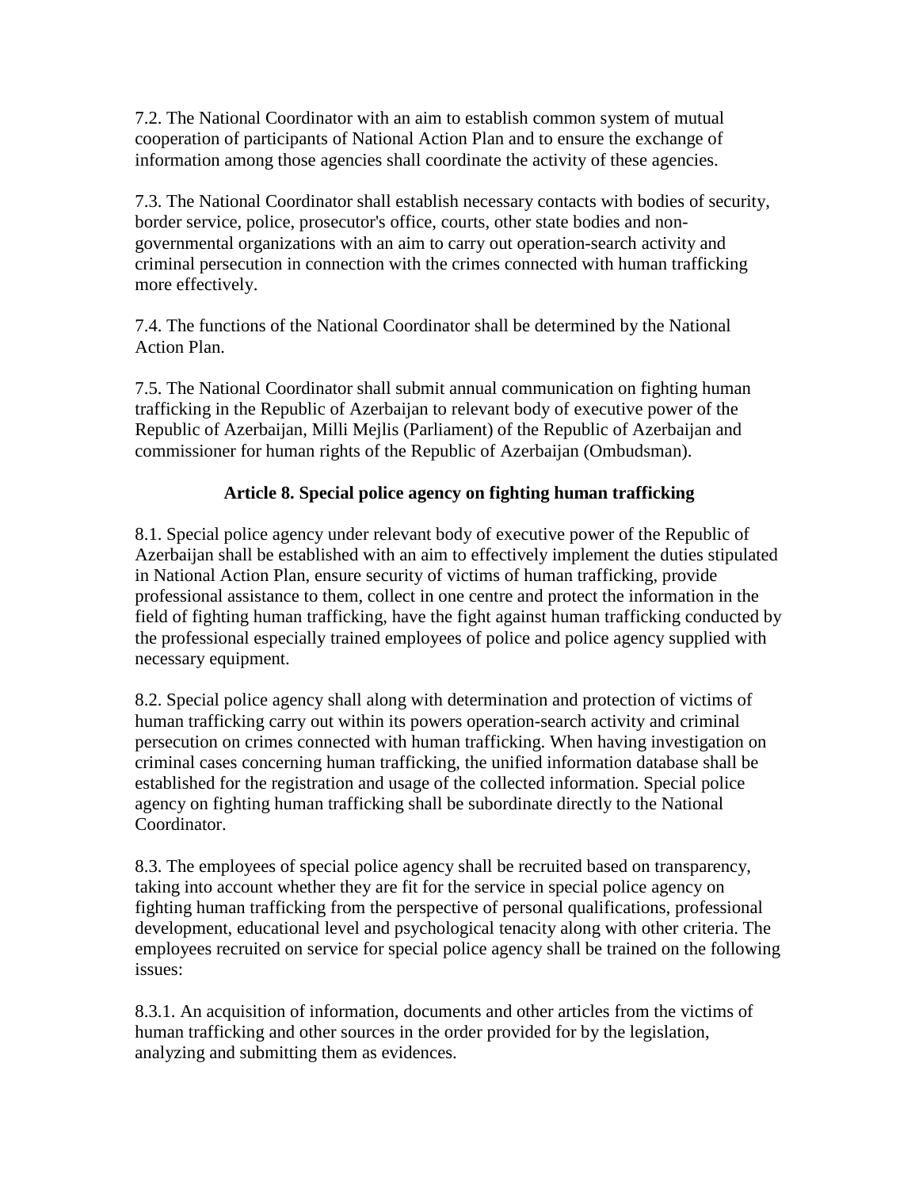7.2. The National Coordinator with an aim to establish common system of mutual cooperation of participants of National Action Plan and to ensure the exchange of information among those agencies shall coordinate the activity of these agencies.

7.3. The National Coordinator shall establish necessary contacts with bodies of security, border service, police, prosecutor's office, courts, other state bodies and non-governmental organizations with an aim to carry out operation-search activity and criminal persecution in connection with the crimes connected with human trafficking more effectively.

7.4. The functions of the National Coordinator shall be determined by the National Action Plan.

7.5. The National Coordinator shall submit annual communication on fighting human trafficking in the Republic of Azerbaijan to relevant body of executive power of the Republic of Azerbaijan, Milli Mejlis (Parliament) of the Republic of Azerbaijan and commissioner for human rights of the Republic of Azerbaijan (Ombudsman).

### Article 8. Special police agency on fighting human trafficking

8.1. Special police agency under relevant body of executive power of the Republic of Azerbaijan shall be established with an aim to effectively implement the duties stipulated in National Action Plan, ensure security of victims of human trafficking, provide professional assistance to them, collect in one centre and protect the information in the field of fighting human trafficking, have the fight against human trafficking conducted by the professional especially trained employees of police and police agency supplied with necessary equipment.

8.2. Special police agency shall along with determination and protection of victims of human trafficking carry out within its powers operation-search activity and criminal persecution on crimes connected with human trafficking. When having investigation on criminal cases concerning human trafficking, the unified information database shall be established for the registration and usage of the collected information. Special police agency on fighting human trafficking shall be subordinate directly to the National Coordinator.

8.3. The employees of special police agency shall be recruited based on transparency, taking into account whether they are fit for the service in special police agency on fighting human trafficking from the perspective of personal qualifications, professional development, educational level and psychological tenacity along with other criteria. The employees recruited on service for special police agency shall be trained on the following issues:

8.3.1. An acquisition of information, documents and other articles from the victims of human trafficking and other sources in the order provided for by the legislation, analyzing and submitting them as evidences.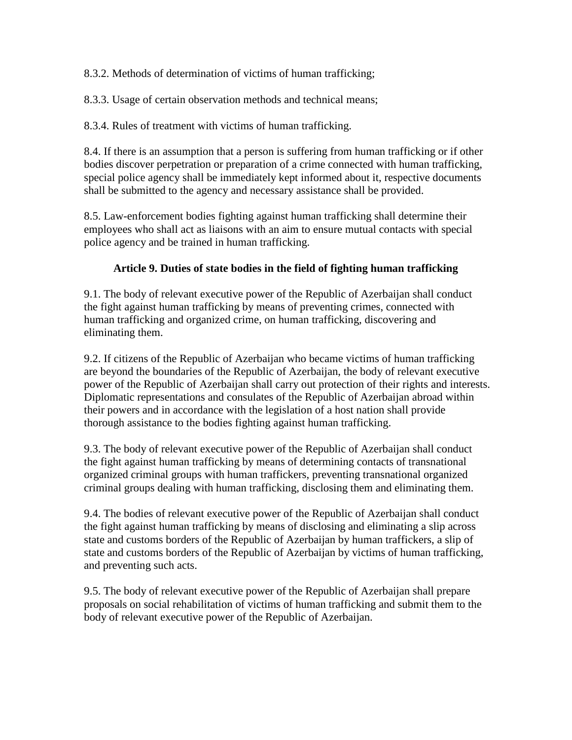8.3.2. Methods of determination of victims of human trafficking;

8.3.3. Usage of certain observation methods and technical means;

8.3.4. Rules of treatment with victims of human trafficking.

8.4. If there is an assumption that a person is suffering from human trafficking or if other bodies discover perpetration or preparation of a crime connected with human trafficking, special police agency shall be immediately kept informed about it, respective documents shall be submitted to the agency and necessary assistance shall be provided.

8.5. Law-enforcement bodies fighting against human trafficking shall determine their employees who shall act as liaisons with an aim to ensure mutual contacts with special police agency and be trained in human trafficking.

### Article 9. Duties of state bodies in the field of fighting human trafficking

9.1. The body of relevant executive power of the Republic of Azerbaijan shall conduct the fight against human trafficking by means of preventing crimes, connected with human trafficking and organized crime, on human trafficking, discovering and eliminating them.

9.2. If citizens of the Republic of Azerbaijan who became victims of human trafficking are beyond the boundaries of the Republic of Azerbaijan, the body of relevant executive power of the Republic of Azerbaijan shall carry out protection of their rights and interests. Diplomatic representations and consulates of the Republic of Azerbaijan abroad within their powers and in accordance with the legislation of a host nation shall provide thorough assistance to the bodies fighting against human trafficking.

9.3. The body of relevant executive power of the Republic of Azerbaijan shall conduct the fight against human trafficking by means of determining contacts of transnational organized criminal groups with human traffickers, preventing transnational organized criminal groups dealing with human trafficking, disclosing them and eliminating them.

9.4. The bodies of relevant executive power of the Republic of Azerbaijan shall conduct the fight against human trafficking by means of disclosing and eliminating a slip across state and customs borders of the Republic of Azerbaijan by human traffickers, a slip of state and customs borders of the Republic of Azerbaijan by victims of human trafficking, and preventing such acts.

9.5. The body of relevant executive power of the Republic of Azerbaijan shall prepare proposals on social rehabilitation of victims of human trafficking and submit them to the body of relevant executive power of the Republic of Azerbaijan.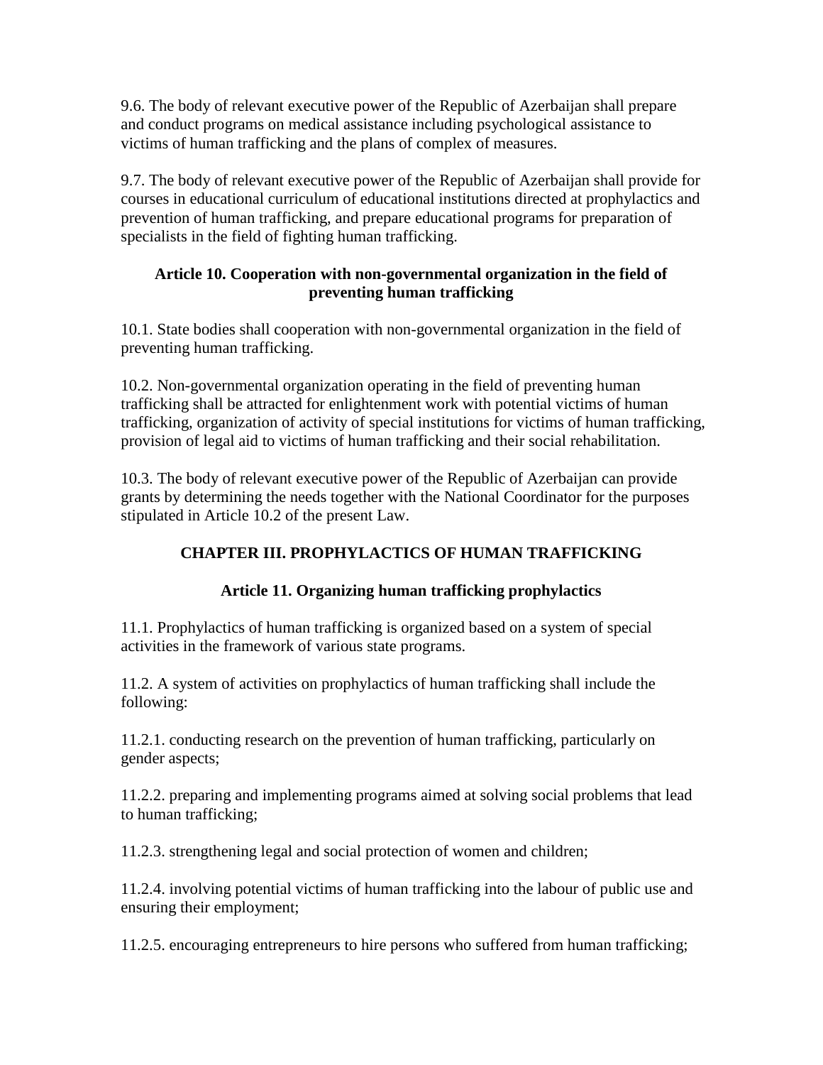9.6. The body of relevant executive power of the Republic of Azerbaijan shall prepare and conduct programs on medical assistance including psychological assistance to victims of human trafficking and the plans of complex of measures.

9.7. The body of relevant executive power of the Republic of Azerbaijan shall provide for courses in educational curriculum of educational institutions directed at prophylactics and prevention of human trafficking, and prepare educational programs for preparation of specialists in the field of fighting human trafficking.

### Article 10. Cooperation with non-governmental organization in the field of preventing human trafficking

10.1. State bodies shall cooperation with non-governmental organization in the field of preventing human trafficking.

10.2. Non-governmental organization operating in the field of preventing human trafficking shall be attracted for enlightenment work with potential victims of human trafficking, organization of activity of special institutions for victims of human trafficking, provision of legal aid to victims of human trafficking and their social rehabilitation.

10.3. The body of relevant executive power of the Republic of Azerbaijan can provide grants by determining the needs together with the National Coordinator for the purposes stipulated in Article 10.2 of the present Law.

## CHAPTER III. PROPHYLACTICS OF HUMAN TRAFFICKING

### Article 11. Organizing human trafficking prophylactics

11.1. Prophylactics of human trafficking is organized based on a system of special activities in the framework of various state programs.

11.2. A system of activities on prophylactics of human trafficking shall include the following:

11.2.1. conducting research on the prevention of human trafficking, particularly on gender aspects;

11.2.2. preparing and implementing programs aimed at solving social problems that lead to human trafficking;

11.2.3. strengthening legal and social protection of women and children;

11.2.4. involving potential victims of human trafficking into the labour of public use and ensuring their employment;

11.2.5. encouraging entrepreneurs to hire persons who suffered from human trafficking;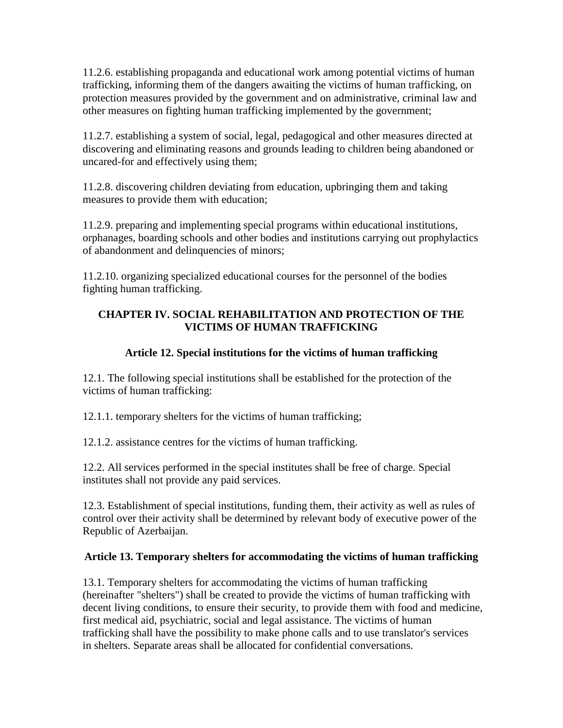11.2.6. establishing propaganda and educational work among potential victims of human trafficking, informing them of the dangers awaiting the victims of human trafficking, on protection measures provided by the government and on administrative, criminal law and other measures on fighting human trafficking implemented by the government;

11.2.7. establishing a system of social, legal, pedagogical and other measures directed at discovering and eliminating reasons and grounds leading to children being abandoned or uncared-for and effectively using them;

11.2.8. discovering children deviating from education, upbringing them and taking measures to provide them with education;

11.2.9. preparing and implementing special programs within educational institutions, orphanages, boarding schools and other bodies and institutions carrying out prophylactics of abandonment and delinquencies of minors;

11.2.10. organizing specialized educational courses for the personnel of the bodies fighting human trafficking.

## CHAPTER IV. SOCIAL REHABILITATION AND PROTECTION OF THE VICTIMS OF HUMAN TRAFFICKING

### Article 12. Special institutions for the victims of human trafficking

12.1. The following special institutions shall be established for the protection of the victims of human trafficking:

12.1.1. temporary shelters for the victims of human trafficking;

12.1.2. assistance centres for the victims of human trafficking.

12.2. All services performed in the special institutes shall be free of charge. Special institutes shall not provide any paid services.

12.3. Establishment of special institutions, funding them, their activity as well as rules of control over their activity shall be determined by relevant body of executive power of the Republic of Azerbaijan.

### Article 13. Temporary shelters for accommodating the victims of human trafficking

13.1. Temporary shelters for accommodating the victims of human trafficking (hereinafter "shelters") shall be created to provide the victims of human trafficking with decent living conditions, to ensure their security, to provide them with food and medicine, first medical aid, psychiatric, social and legal assistance. The victims of human trafficking shall have the possibility to make phone calls and to use translator's services in shelters. Separate areas shall be allocated for confidential conversations.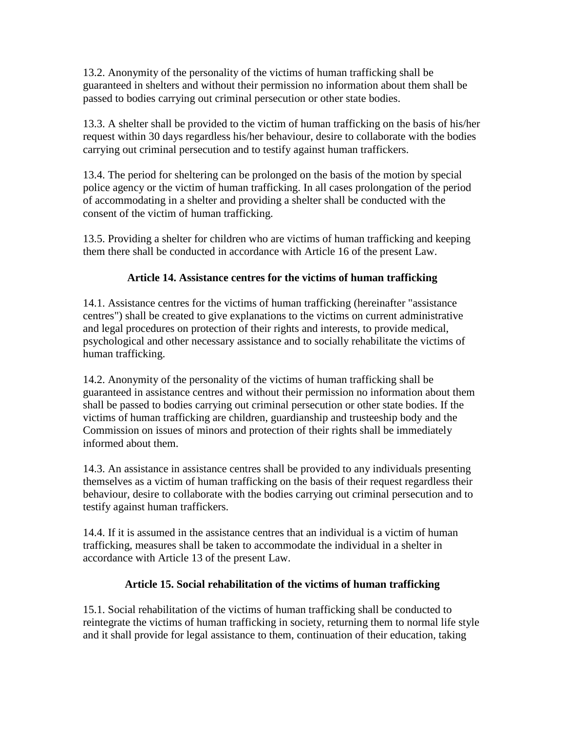13.2. Anonymity of the personality of the victims of human trafficking shall be guaranteed in shelters and without their permission no information about them shall be passed to bodies carrying out criminal persecution or other state bodies.

13.3. A shelter shall be provided to the victim of human trafficking on the basis of his/her request within 30 days regardless his/her behaviour, desire to collaborate with the bodies carrying out criminal persecution and to testify against human traffickers.

13.4. The period for sheltering can be prolonged on the basis of the motion by special police agency or the victim of human trafficking. In all cases prolongation of the period of accommodating in a shelter and providing a shelter shall be conducted with the consent of the victim of human trafficking.

13.5. Providing a shelter for children who are victims of human trafficking and keeping them there shall be conducted in accordance with Article 16 of the present Law.

### Article 14. Assistance centres for the victims of human trafficking

14.1. Assistance centres for the victims of human trafficking (hereinafter "assistance centres") shall be created to give explanations to the victims on current administrative and legal procedures on protection of their rights and interests, to provide medical, psychological and other necessary assistance and to socially rehabilitate the victims of human trafficking.

14.2. Anonymity of the personality of the victims of human trafficking shall be guaranteed in assistance centres and without their permission no information about them shall be passed to bodies carrying out criminal persecution or other state bodies. If the victims of human trafficking are children, guardianship and trusteeship body and the Commission on issues of minors and protection of their rights shall be immediately informed about them.

14.3. An assistance in assistance centres shall be provided to any individuals presenting themselves as a victim of human trafficking on the basis of their request regardless their behaviour, desire to collaborate with the bodies carrying out criminal persecution and to testify against human traffickers.

14.4. If it is assumed in the assistance centres that an individual is a victim of human trafficking, measures shall be taken to accommodate the individual in a shelter in accordance with Article 13 of the present Law.

### Article 15. Social rehabilitation of the victims of human trafficking

15.1. Social rehabilitation of the victims of human trafficking shall be conducted to reintegrate the victims of human trafficking in society, returning them to normal life style and it shall provide for legal assistance to them, continuation of their education, taking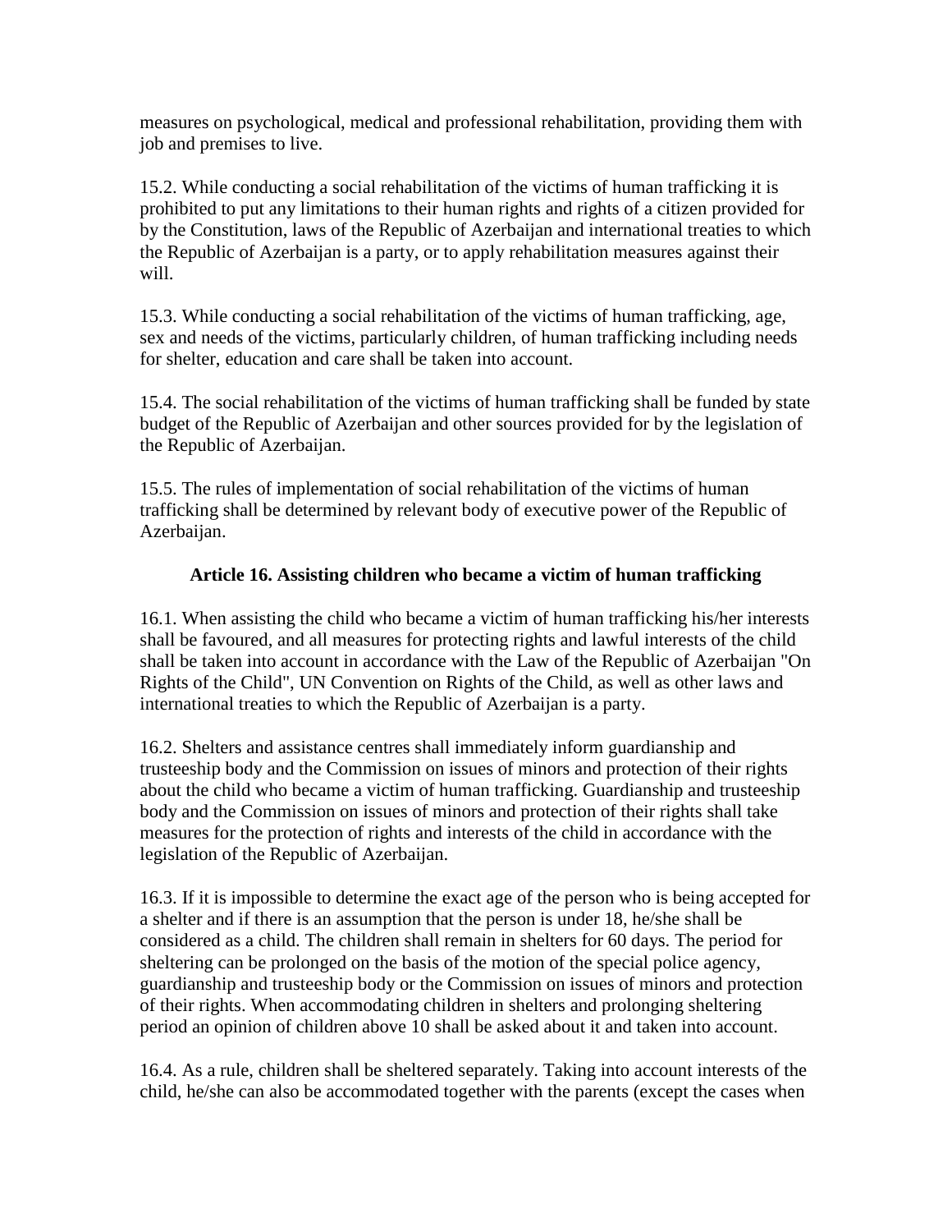measures on psychological, medical and professional rehabilitation, providing them with job and premises to live.

15.2. While conducting a social rehabilitation of the victims of human trafficking it is prohibited to put any limitations to their human rights and rights of a citizen provided for by the Constitution, laws of the Republic of Azerbaijan and international treaties to which the Republic of Azerbaijan is a party, or to apply rehabilitation measures against their will.

15.3. While conducting a social rehabilitation of the victims of human trafficking, age, sex and needs of the victims, particularly children, of human trafficking including needs for shelter, education and care shall be taken into account.

15.4. The social rehabilitation of the victims of human trafficking shall be funded by state budget of the Republic of Azerbaijan and other sources provided for by the legislation of the Republic of Azerbaijan.

15.5. The rules of implementation of social rehabilitation of the victims of human trafficking shall be determined by relevant body of executive power of the Republic of Azerbaijan.

### Article 16. Assisting children who became a victim of human trafficking

16.1. When assisting the child who became a victim of human trafficking his/her interests shall be favoured, and all measures for protecting rights and lawful interests of the child shall be taken into account in accordance with the Law of the Republic of Azerbaijan "On Rights of the Child", UN Convention on Rights of the Child, as well as other laws and international treaties to which the Republic of Azerbaijan is a party.

16.2. Shelters and assistance centres shall immediately inform guardianship and trusteeship body and the Commission on issues of minors and protection of their rights about the child who became a victim of human trafficking. Guardianship and trusteeship body and the Commission on issues of minors and protection of their rights shall take measures for the protection of rights and interests of the child in accordance with the legislation of the Republic of Azerbaijan.

16.3. If it is impossible to determine the exact age of the person who is being accepted for a shelter and if there is an assumption that the person is under 18, he/she shall be considered as a child. The children shall remain in shelters for 60 days. The period for sheltering can be prolonged on the basis of the motion of the special police agency, guardianship and trusteeship body or the Commission on issues of minors and protection of their rights. When accommodating children in shelters and prolonging sheltering period an opinion of children above 10 shall be asked about it and taken into account.

16.4. As a rule, children shall be sheltered separately. Taking into account interests of the child, he/she can also be accommodated together with the parents (except the cases when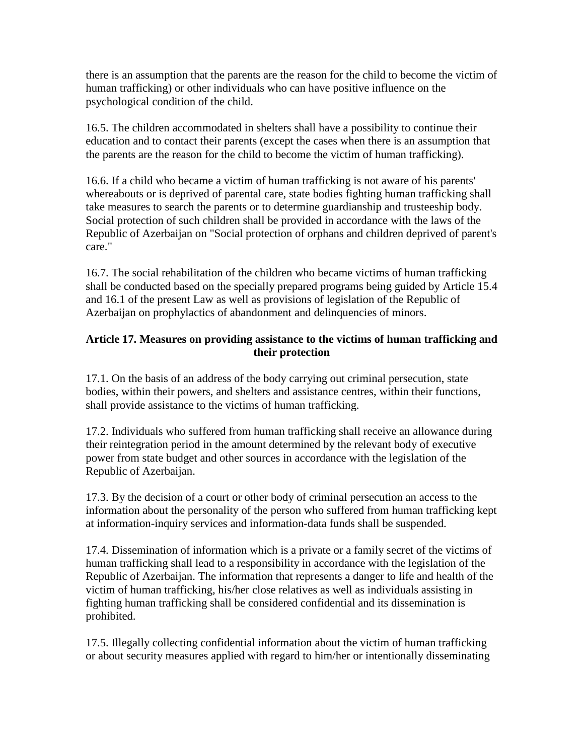there is an assumption that the parents are the reason for the child to become the victim of human trafficking) or other individuals who can have positive influence on the psychological condition of the child.

16.5. The children accommodated in shelters shall have a possibility to continue their education and to contact their parents (except the cases when there is an assumption that the parents are the reason for the child to become the victim of human trafficking).

16.6. If a child who became a victim of human trafficking is not aware of his parents' whereabouts or is deprived of parental care, state bodies fighting human trafficking shall take measures to search the parents or to determine guardianship and trusteeship body. Social protection of such children shall be provided in accordance with the laws of the Republic of Azerbaijan on "Social protection of orphans and children deprived of parent's care."

16.7. The social rehabilitation of the children who became victims of human trafficking shall be conducted based on the specially prepared programs being guided by Article 15.4 and 16.1 of the present Law as well as provisions of legislation of the Republic of Azerbaijan on prophylactics of abandonment and delinquencies of minors.

**Article 17. Measures on providing assistance to the victims of human trafficking and their protection**

17.1. On the basis of an address of the body carrying out criminal persecution, state bodies, within their powers, and shelters and assistance centres, within their functions, shall provide assistance to the victims of human trafficking.

17.2. Individuals who suffered from human trafficking shall receive an allowance during their reintegration period in the amount determined by the relevant body of executive power from state budget and other sources in accordance with the legislation of the Republic of Azerbaijan.

17.3. By the decision of a court or other body of criminal persecution an access to the information about the personality of the person who suffered from human trafficking kept at information-inquiry services and information-data funds shall be suspended.

17.4. Dissemination of information which is a private or a family secret of the victims of human trafficking shall lead to a responsibility in accordance with the legislation of the Republic of Azerbaijan. The information that represents a danger to life and health of the victim of human trafficking, his/her close relatives as well as individuals assisting in fighting human trafficking shall be considered confidential and its dissemination is prohibited.

17.5. Illegally collecting confidential information about the victim of human trafficking or about security measures applied with regard to him/her or intentionally disseminating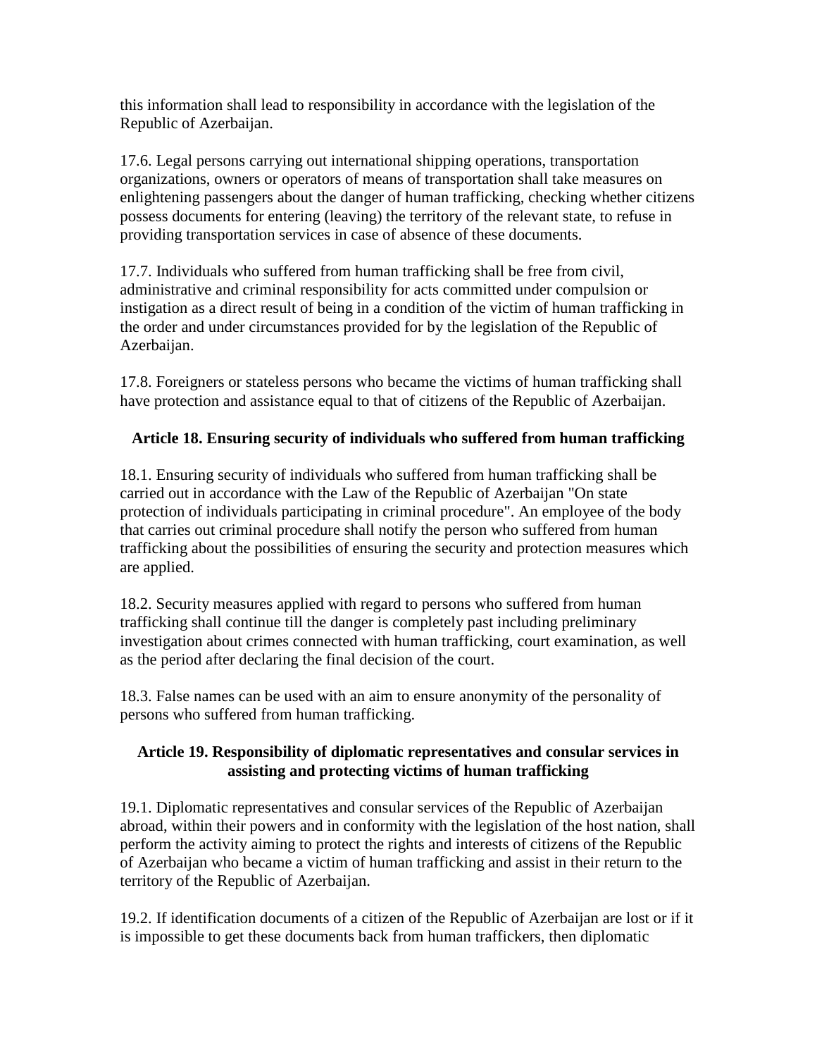this information shall lead to responsibility in accordance with the legislation of the Republic of Azerbaijan.

17.6. Legal persons carrying out international shipping operations, transportation organizations, owners or operators of means of transportation shall take measures on enlightening passengers about the danger of human trafficking, checking whether citizens possess documents for entering (leaving) the territory of the relevant state, to refuse in providing transportation services in case of absence of these documents.

17.7. Individuals who suffered from human trafficking shall be free from civil, administrative and criminal responsibility for acts committed under compulsion or instigation as a direct result of being in a condition of the victim of human trafficking in the order and under circumstances provided for by the legislation of the Republic of Azerbaijan.

17.8. Foreigners or stateless persons who became the victims of human trafficking shall have protection and assistance equal to that of citizens of the Republic of Azerbaijan.

### Article 18. Ensuring security of individuals who suffered from human trafficking

18.1. Ensuring security of individuals who suffered from human trafficking shall be carried out in accordance with the Law of the Republic of Azerbaijan "On state protection of individuals participating in criminal procedure". An employee of the body that carries out criminal procedure shall notify the person who suffered from human trafficking about the possibilities of ensuring the security and protection measures which are applied.

18.2. Security measures applied with regard to persons who suffered from human trafficking shall continue till the danger is completely past including preliminary investigation about crimes connected with human trafficking, court examination, as well as the period after declaring the final decision of the court.

18.3. False names can be used with an aim to ensure anonymity of the personality of persons who suffered from human trafficking.

### Article 19. Responsibility of diplomatic representatives and consular services in assisting and protecting victims of human trafficking

19.1. Diplomatic representatives and consular services of the Republic of Azerbaijan abroad, within their powers and in conformity with the legislation of the host nation, shall perform the activity aiming to protect the rights and interests of citizens of the Republic of Azerbaijan who became a victim of human trafficking and assist in their return to the territory of the Republic of Azerbaijan.

19.2. If identification documents of a citizen of the Republic of Azerbaijan are lost or if it is impossible to get these documents back from human traffickers, then diplomatic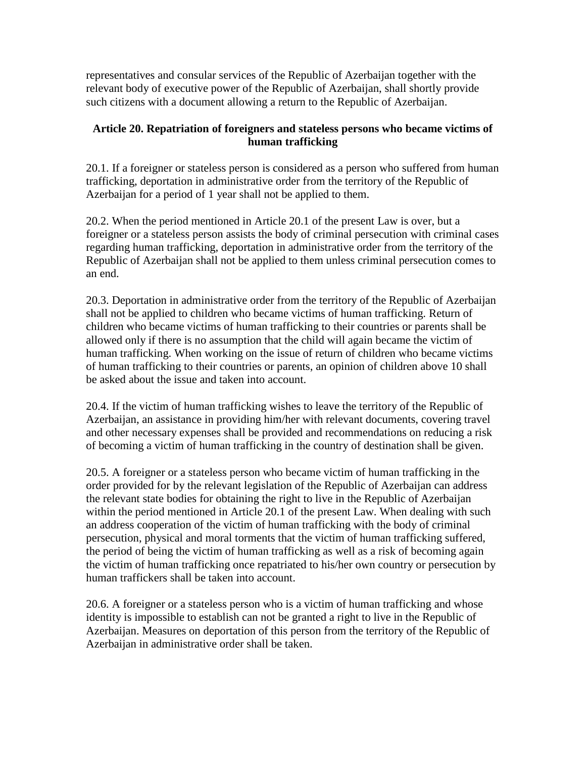representatives and consular services of the Republic of Azerbaijan together with the relevant body of executive power of the Republic of Azerbaijan, shall shortly provide such citizens with a document allowing a return to the Republic of Azerbaijan.

**Article 20. Repatriation of foreigners and stateless persons who became victims of human trafficking**

20.1. If a foreigner or stateless person is considered as a person who suffered from human trafficking, deportation in administrative order from the territory of the Republic of Azerbaijan for a period of 1 year shall not be applied to them.

20.2. When the period mentioned in Article 20.1 of the present Law is over, but a foreigner or a stateless person assists the body of criminal persecution with criminal cases regarding human trafficking, deportation in administrative order from the territory of the Republic of Azerbaijan shall not be applied to them unless criminal persecution comes to an end.

20.3. Deportation in administrative order from the territory of the Republic of Azerbaijan shall not be applied to children who became victims of human trafficking. Return of children who became victims of human trafficking to their countries or parents shall be allowed only if there is no assumption that the child will again became the victim of human trafficking. When working on the issue of return of children who became victims of human trafficking to their countries or parents, an opinion of children above 10 shall be asked about the issue and taken into account.

20.4. If the victim of human trafficking wishes to leave the territory of the Republic of Azerbaijan, an assistance in providing him/her with relevant documents, covering travel and other necessary expenses shall be provided and recommendations on reducing a risk of becoming a victim of human trafficking in the country of destination shall be given.

20.5. A foreigner or a stateless person who became victim of human trafficking in the order provided for by the relevant legislation of the Republic of Azerbaijan can address the relevant state bodies for obtaining the right to live in the Republic of Azerbaijan within the period mentioned in Article 20.1 of the present Law. When dealing with such an address cooperation of the victim of human trafficking with the body of criminal persecution, physical and moral torments that the victim of human trafficking suffered, the period of being the victim of human trafficking as well as a risk of becoming again the victim of human trafficking once repatriated to his/her own country or persecution by human traffickers shall be taken into account.

20.6. A foreigner or a stateless person who is a victim of human trafficking and whose identity is impossible to establish can not be granted a right to live in the Republic of Azerbaijan. Measures on deportation of this person from the territory of the Republic of Azerbaijan in administrative order shall be taken.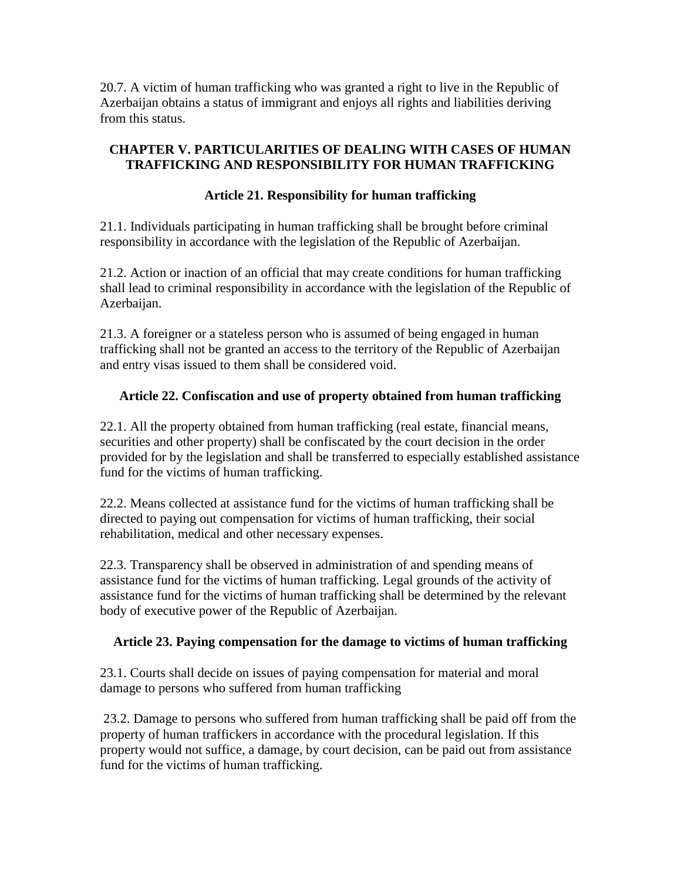20.7. A victim of human trafficking who was granted a right to live in the Republic of Azerbaijan obtains a status of immigrant and enjoys all rights and liabilities deriving from this status.

## CHAPTER V. PARTICULARITIES OF DEALING WITH CASES OF HUMAN TRAFFICKING AND RESPONSIBILITY FOR HUMAN TRAFFICKING

### Article 21. Responsibility for human trafficking

21.1. Individuals participating in human trafficking shall be brought before criminal responsibility in accordance with the legislation of the Republic of Azerbaijan.

21.2. Action or inaction of an official that may create conditions for human trafficking shall lead to criminal responsibility in accordance with the legislation of the Republic of Azerbaijan.

21.3. A foreigner or a stateless person who is assumed of being engaged in human trafficking shall not be granted an access to the territory of the Republic of Azerbaijan and entry visas issued to them shall be considered void.

### Article 22. Confiscation and use of property obtained from human trafficking

22.1. All the property obtained from human trafficking (real estate, financial means, securities and other property) shall be confiscated by the court decision in the order provided for by the legislation and shall be transferred to especially established assistance fund for the victims of human trafficking.

22.2. Means collected at assistance fund for the victims of human trafficking shall be directed to paying out compensation for victims of human trafficking, their social rehabilitation, medical and other necessary expenses.

22.3. Transparency shall be observed in administration of and spending means of assistance fund for the victims of human trafficking. Legal grounds of the activity of assistance fund for the victims of human trafficking shall be determined by the relevant body of executive power of the Republic of Azerbaijan.

### Article 23. Paying compensation for the damage to victims of human trafficking

23.1. Courts shall decide on issues of paying compensation for material and moral damage to persons who suffered from human trafficking

23.2. Damage to persons who suffered from human trafficking shall be paid off from the property of human traffickers in accordance with the procedural legislation. If this property would not suffice, a damage, by court decision, can be paid out from assistance fund for the victims of human trafficking.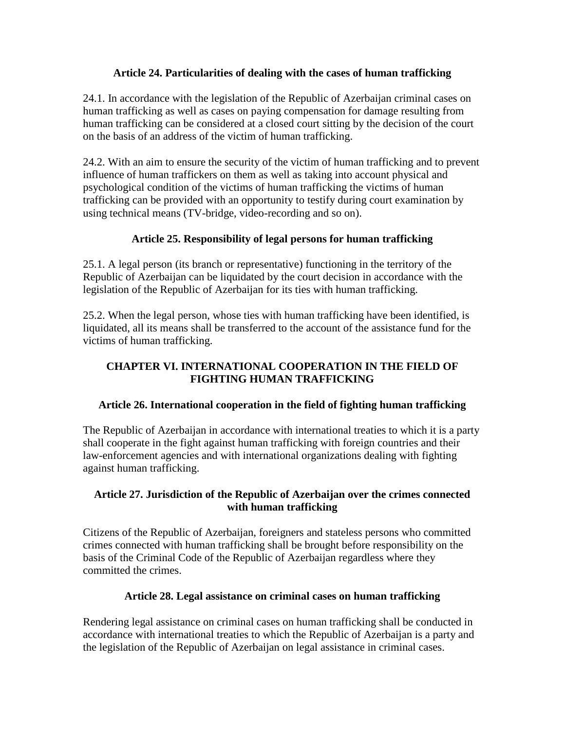### Article 24. Particularities of dealing with the cases of human trafficking

24.1. In accordance with the legislation of the Republic of Azerbaijan criminal cases on human trafficking as well as cases on paying compensation for damage resulting from human trafficking can be considered at a closed court sitting by the decision of the court on the basis of an address of the victim of human trafficking.

24.2. With an aim to ensure the security of the victim of human trafficking and to prevent influence of human traffickers on them as well as taking into account physical and psychological condition of the victims of human trafficking the victims of human trafficking can be provided with an opportunity to testify during court examination by using technical means (TV-bridge, video-recording and so on).

### Article 25. Responsibility of legal persons for human trafficking

25.1. A legal person (its branch or representative) functioning in the territory of the Republic of Azerbaijan can be liquidated by the court decision in accordance with the legislation of the Republic of Azerbaijan for its ties with human trafficking.

25.2. When the legal person, whose ties with human trafficking have been identified, is liquidated, all its means shall be transferred to the account of the assistance fund for the victims of human trafficking.

## CHAPTER VI. INTERNATIONAL COOPERATION IN THE FIELD OF FIGHTING HUMAN TRAFFICKING

### Article 26. International cooperation in the field of fighting human trafficking

The Republic of Azerbaijan in accordance with international treaties to which it is a party shall cooperate in the fight against human trafficking with foreign countries and their law-enforcement agencies and with international organizations dealing with fighting against human trafficking.

### Article 27. Jurisdiction of the Republic of Azerbaijan over the crimes connected with human trafficking

Citizens of the Republic of Azerbaijan, foreigners and stateless persons who committed crimes connected with human trafficking shall be brought before responsibility on the basis of the Criminal Code of the Republic of Azerbaijan regardless where they committed the crimes.

### Article 28. Legal assistance on criminal cases on human trafficking

Rendering legal assistance on criminal cases on human trafficking shall be conducted in accordance with international treaties to which the Republic of Azerbaijan is a party and the legislation of the Republic of Azerbaijan on legal assistance in criminal cases.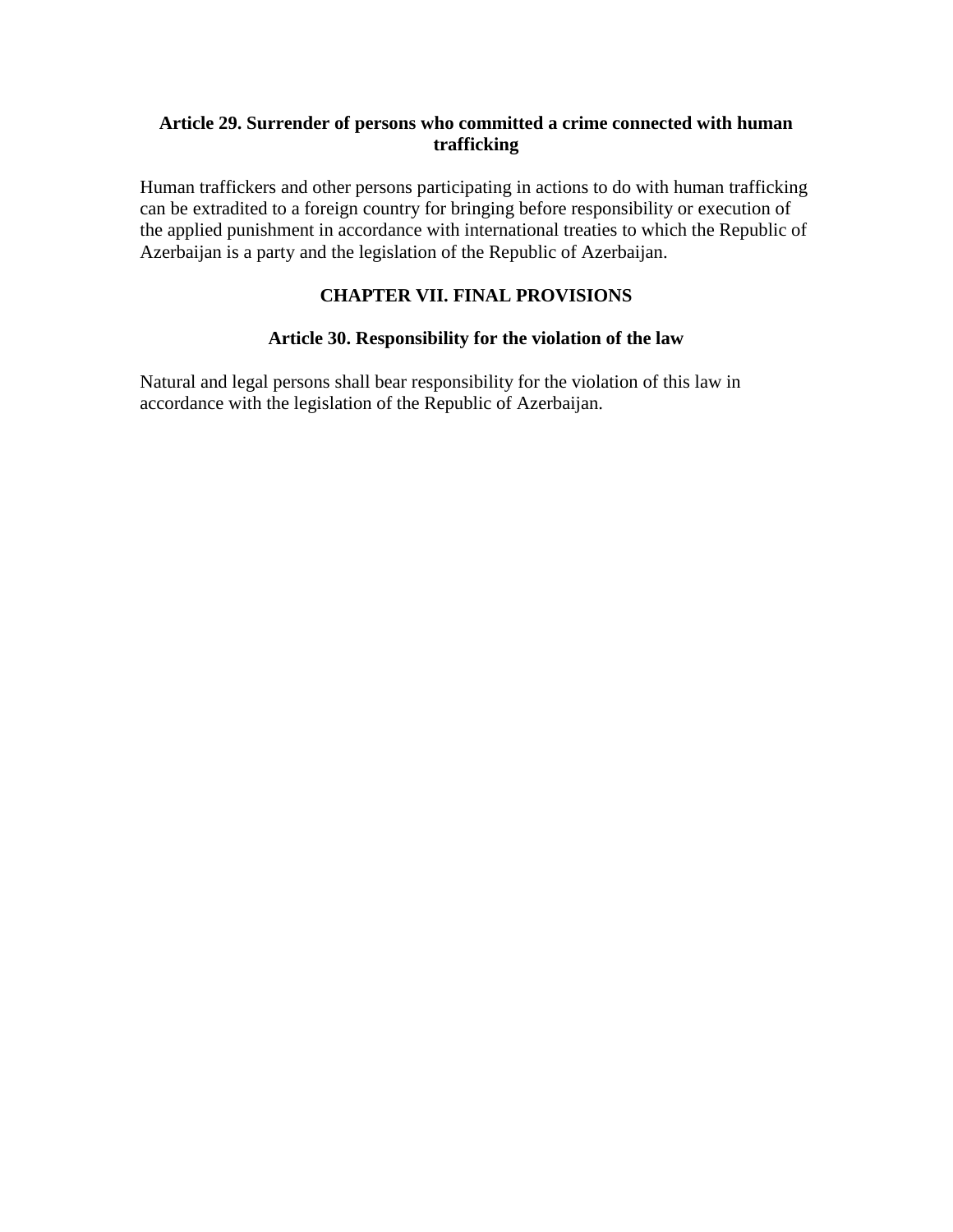### Article 29. Surrender of persons who committed a crime connected with human trafficking

Human traffickers and other persons participating in actions to do with human trafficking can be extradited to a foreign country for bringing before responsibility or execution of the applied punishment in accordance with international treaties to which the Republic of Azerbaijan is a party and the legislation of the Republic of Azerbaijan.

## CHAPTER VII. FINAL PROVISIONS

### Article 30. Responsibility for the violation of the law

Natural and legal persons shall bear responsibility for the violation of this law in accordance with the legislation of the Republic of Azerbaijan.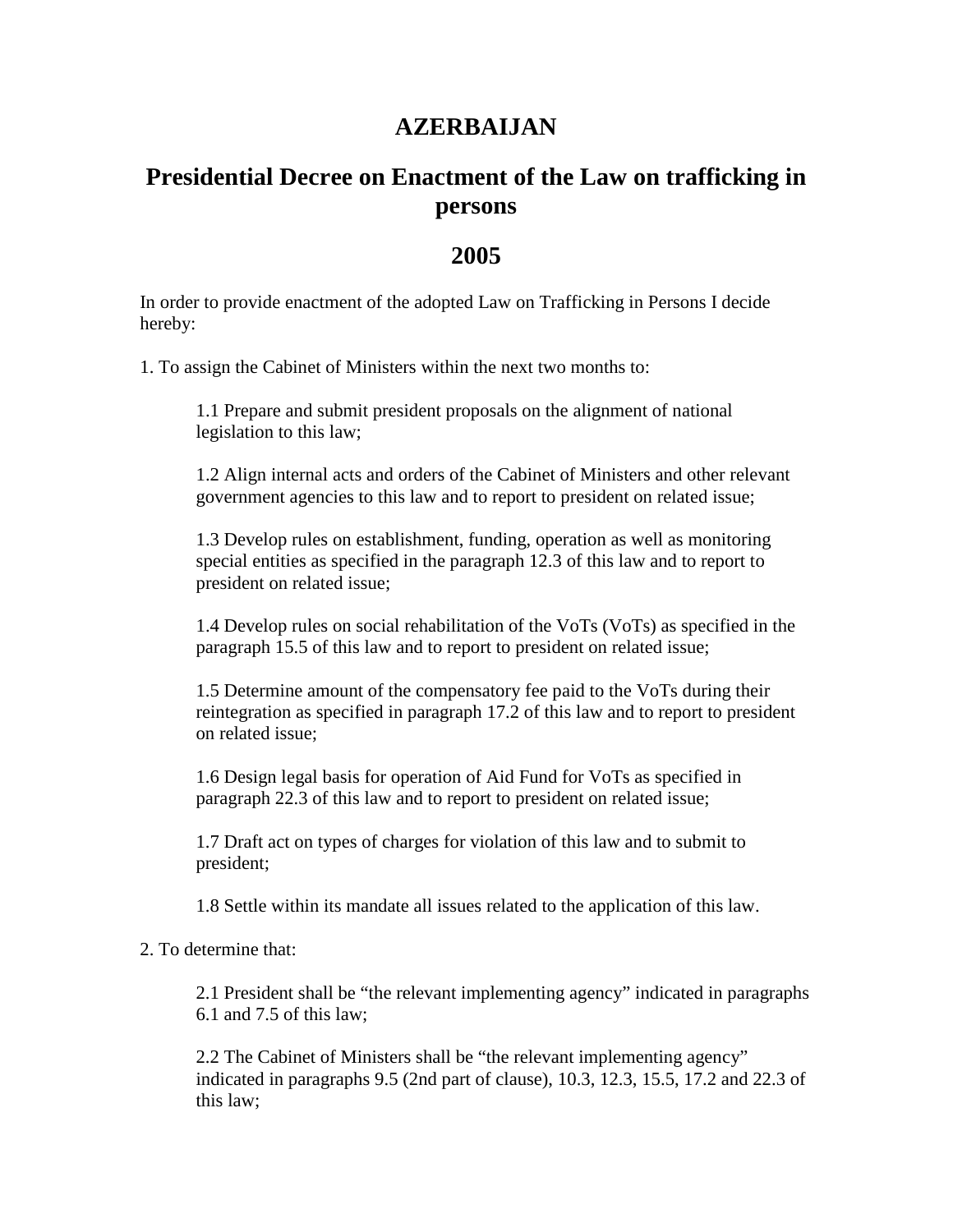# AZERBAIJAN

## Presidential Decree on Enactment of the Law on trafficking in persons

## 2005

In order to provide enactment of the adopted Law on Trafficking in Persons I decide hereby:

1. To assign the Cabinet of Ministers within the next two months to:

   1.1 Prepare and submit president proposals on the alignment of national legislation to this law;

   1.2 Align internal acts and orders of the Cabinet of Ministers and other relevant government agencies to this law and to report to president on related issue;

   1.3 Develop rules on establishment, funding, operation as well as monitoring special entities as specified in the paragraph 12.3 of this law and to report to president on related issue;

   1.4 Develop rules on social rehabilitation of the VoTs (VoTs) as specified in the paragraph 15.5 of this law and to report to president on related issue;

   1.5 Determine amount of the compensatory fee paid to the VoTs during their reintegration as specified in paragraph 17.2 of this law and to report to president on related issue;

   1.6 Design legal basis for operation of Aid Fund for VoTs as specified in paragraph 22.3 of this law and to report to president on related issue;

   1.7 Draft act on types of charges for violation of this law and to submit to president;

   1.8 Settle within its mandate all issues related to the application of this law.

2. To determine that:

   2.1 President shall be "the relevant implementing agency" indicated in paragraphs 6.1 and 7.5 of this law;

   2.2 The Cabinet of Ministers shall be "the relevant implementing agency" indicated in paragraphs 9.5 (2nd part of clause), 10.3, 12.3, 15.5, 17.2 and 22.3 of this law;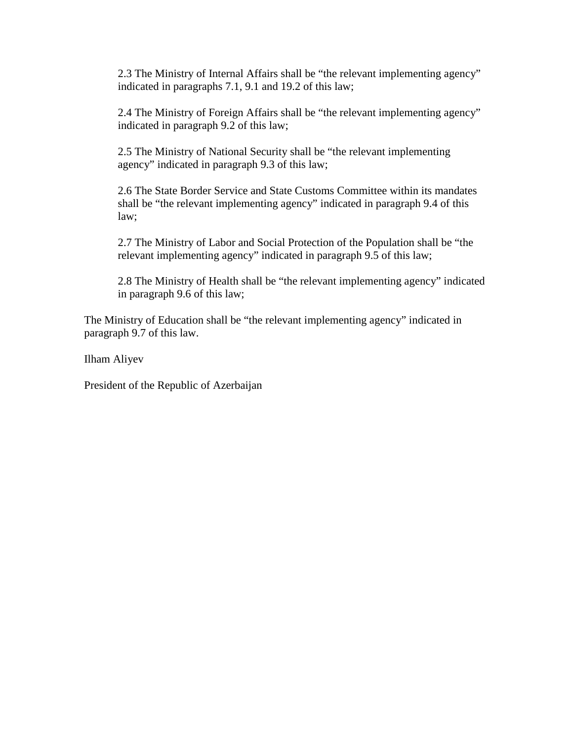2.3 The Ministry of Internal Affairs shall be "the relevant implementing agency" indicated in paragraphs 7.1, 9.1 and 19.2 of this law;

2.4 The Ministry of Foreign Affairs shall be "the relevant implementing agency" indicated in paragraph 9.2 of this law;

2.5 The Ministry of National Security shall be "the relevant implementing agency" indicated in paragraph 9.3 of this law;

2.6 The State Border Service and State Customs Committee within its mandates shall be "the relevant implementing agency" indicated in paragraph 9.4 of this law;

2.7 The Ministry of Labor and Social Protection of the Population shall be "the relevant implementing agency" indicated in paragraph 9.5 of this law;

2.8 The Ministry of Health shall be "the relevant implementing agency" indicated in paragraph 9.6 of this law;

The Ministry of Education shall be "the relevant implementing agency" indicated in paragraph 9.7 of this law.

Ilham Aliyev

President of the Republic of Azerbaijan